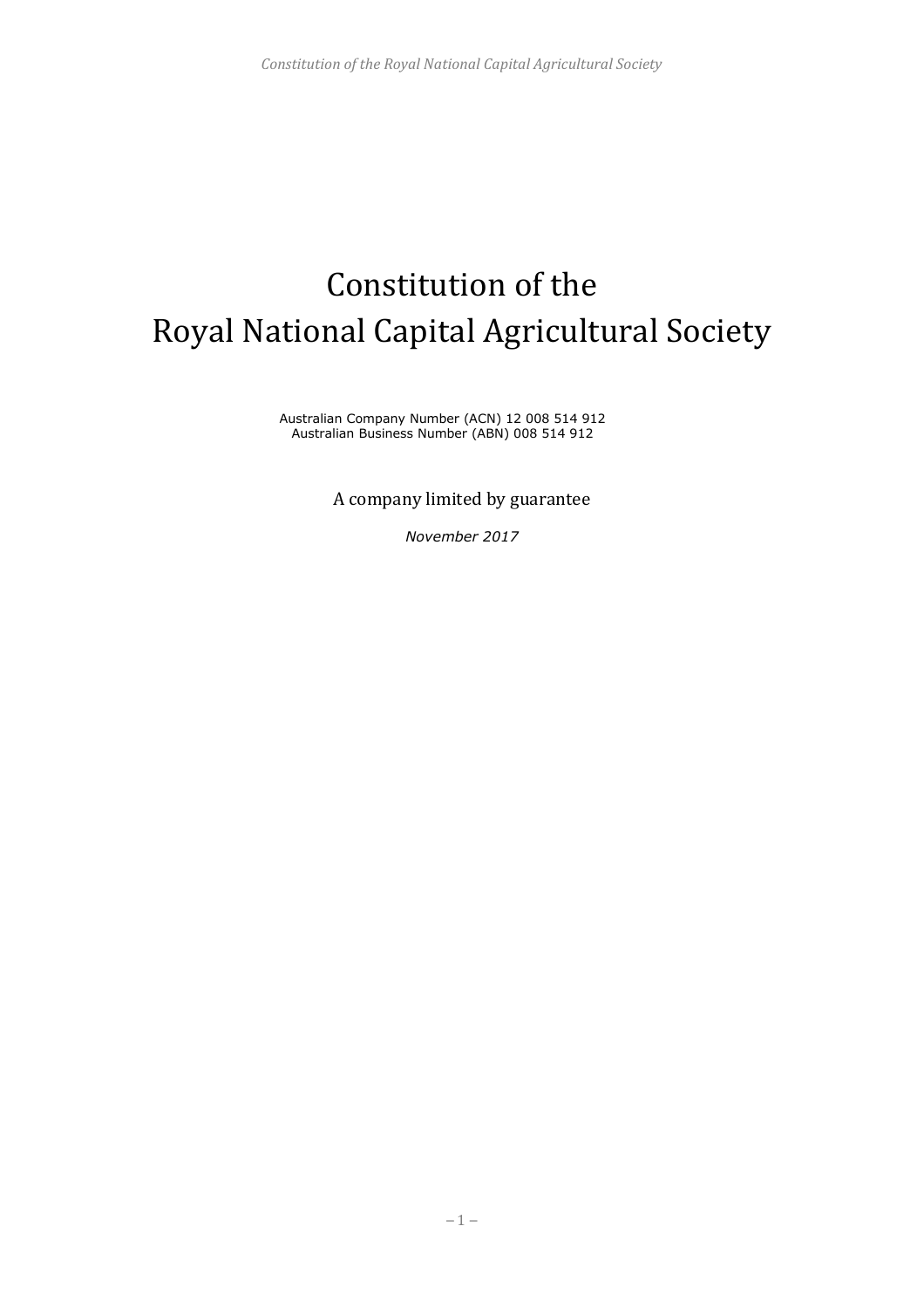# Constitution of the Royal National Capital Agricultural Society

Australian Company Number (ACN) 12 008 514 912
Australian Business Number (ABN) 008 514 912

A company limited by guarantee

*November 2017*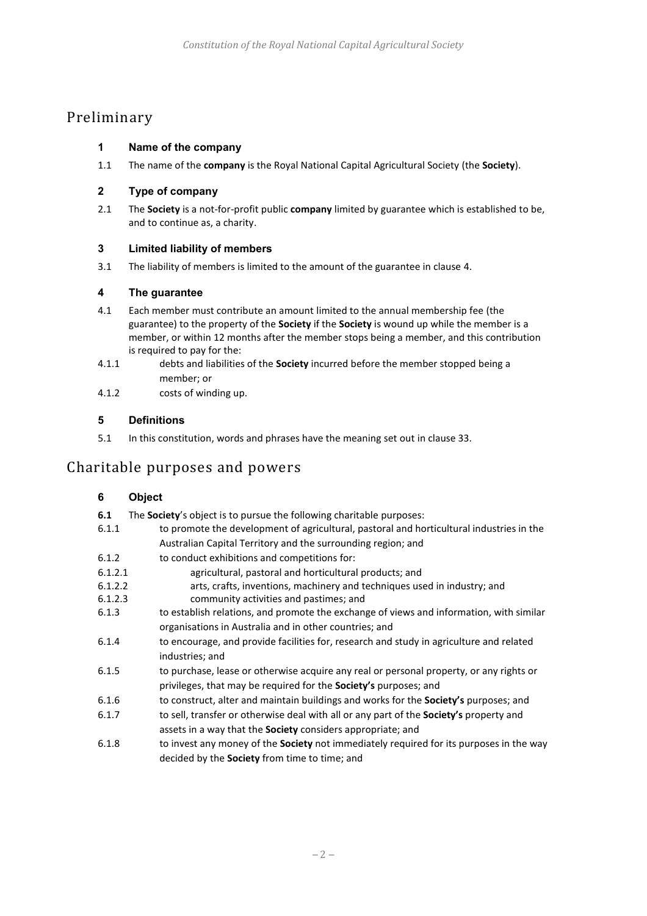## Preliminary

### 1 Name of the company

1.1 The name of the **company** is the Royal National Capital Agricultural Society (the **Society**).

### 2 Type of company

2.1 The **Society** is a not-for-profit public **company** limited by guarantee which is established to be, and to continue as, a charity.

### 3 Limited liability of members

3.1 The liability of members is limited to the amount of the guarantee in clause 4.

### 4 The guarantee

4.1 Each member must contribute an amount limited to the annual membership fee (the guarantee) to the property of the **Society** if the **Society** is wound up while the member is a member, or within 12 months after the member stops being a member, and this contribution is required to pay for the:

4.1.1 debts and liabilities of the **Society** incurred before the member stopped being a member; or

4.1.2 costs of winding up.

### 5 Definitions

5.1 In this constitution, words and phrases have the meaning set out in clause 33.

## Charitable purposes and powers

### 6 Object

**6.1** The **Society**'s object is to pursue the following charitable purposes:

6.1.1 to promote the development of agricultural, pastoral and horticultural industries in the Australian Capital Territory and the surrounding region; and

6.1.2 to conduct exhibitions and competitions for:

6.1.2.1 agricultural, pastoral and horticultural products; and

6.1.2.2 arts, crafts, inventions, machinery and techniques used in industry; and

6.1.2.3 community activities and pastimes; and

6.1.3 to establish relations, and promote the exchange of views and information, with similar organisations in Australia and in other countries; and

6.1.4 to encourage, and provide facilities for, research and study in agriculture and related industries; and

6.1.5 to purchase, lease or otherwise acquire any real or personal property, or any rights or privileges, that may be required for the **Society's** purposes; and

6.1.6 to construct, alter and maintain buildings and works for the **Society's** purposes; and

6.1.7 to sell, transfer or otherwise deal with all or any part of the **Society's** property and assets in a way that the **Society** considers appropriate; and

6.1.8 to invest any money of the **Society** not immediately required for its purposes in the way decided by the **Society** from time to time; and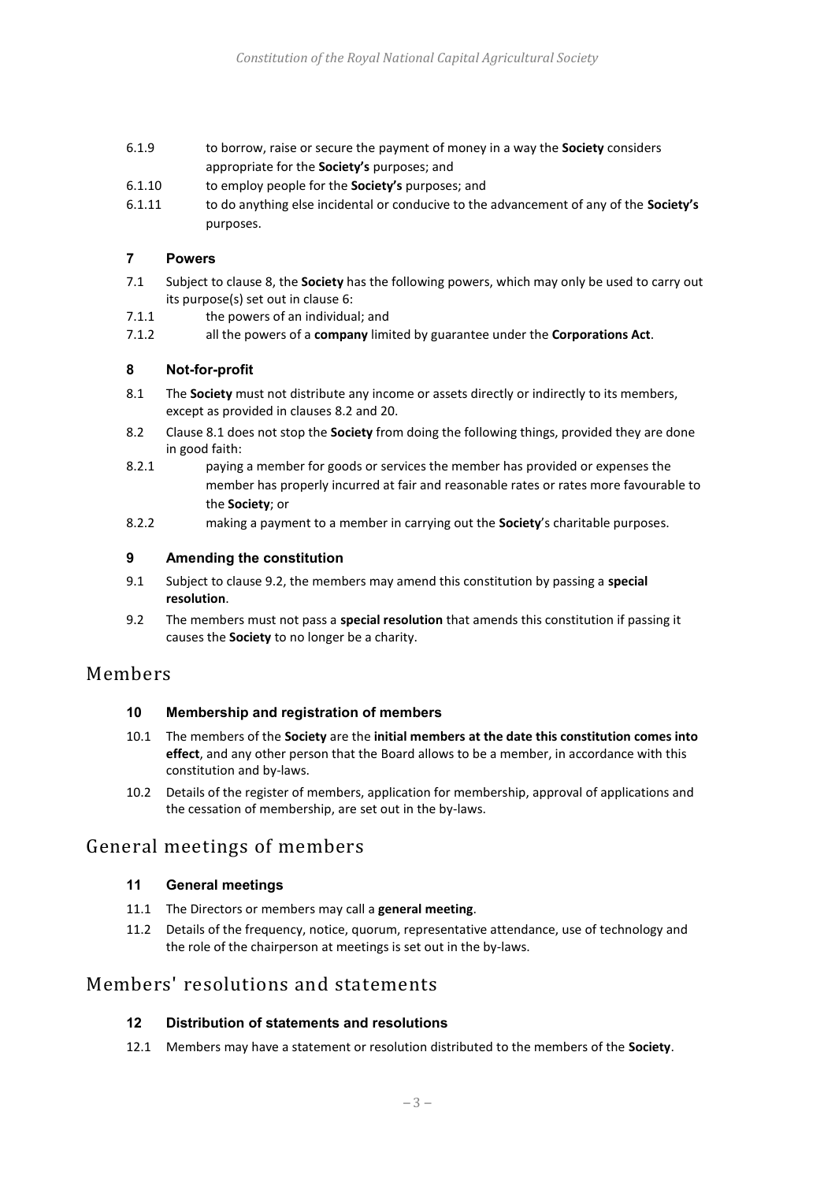6.1.9 to borrow, raise or secure the payment of money in a way the **Society** considers appropriate for the **Society's** purposes; and

6.1.10 to employ people for the **Society's** purposes; and

6.1.11 to do anything else incidental or conducive to the advancement of any of the **Society's** purposes.

### 7 Powers

7.1 Subject to clause 8, the **Society** has the following powers, which may only be used to carry out its purpose(s) set out in clause 6:

7.1.1 the powers of an individual; and

7.1.2 all the powers of a **company** limited by guarantee under the **Corporations Act**.

### 8 Not-for-profit

8.1 The **Society** must not distribute any income or assets directly or indirectly to its members, except as provided in clauses 8.2 and 20.

8.2 Clause 8.1 does not stop the **Society** from doing the following things, provided they are done in good faith:

8.2.1 paying a member for goods or services the member has provided or expenses the member has properly incurred at fair and reasonable rates or rates more favourable to the **Society**; or

8.2.2 making a payment to a member in carrying out the **Society**'s charitable purposes.

### 9 Amending the constitution

9.1 Subject to clause 9.2, the members may amend this constitution by passing a **special resolution**.

9.2 The members must not pass a **special resolution** that amends this constitution if passing it causes the **Society** to no longer be a charity.

## Members

### 10 Membership and registration of members

10.1 The members of the **Society** are the **initial members at the date this constitution comes into effect**, and any other person that the Board allows to be a member, in accordance with this constitution and by-laws.

10.2 Details of the register of members, application for membership, approval of applications and the cessation of membership, are set out in the by-laws.

## General meetings of members

### 11 General meetings

11.1 The Directors or members may call a **general meeting**.

11.2 Details of the frequency, notice, quorum, representative attendance, use of technology and the role of the chairperson at meetings is set out in the by-laws.

## Members' resolutions and statements

### 12 Distribution of statements and resolutions

12.1 Members may have a statement or resolution distributed to the members of the **Society**.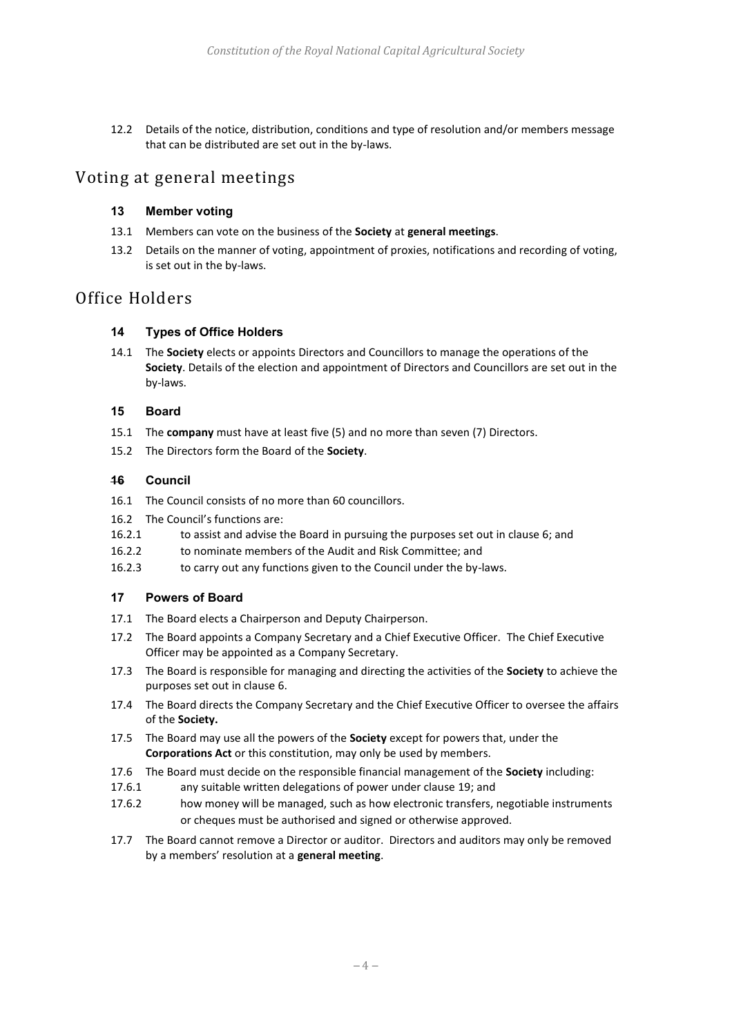12.2 Details of the notice, distribution, conditions and type of resolution and/or members message that can be distributed are set out in the by-laws.

## Voting at general meetings

### 13 Member voting

13.1 Members can vote on the business of the **Society** at **general meetings**.

13.2 Details on the manner of voting, appointment of proxies, notifications and recording of voting, is set out in the by-laws.

## Office Holders

### 14 Types of Office Holders

14.1 The **Society** elects or appoints Directors and Councillors to manage the operations of the **Society**. Details of the election and appointment of Directors and Councillors are set out in the by-laws.

### 15 Board

15.1 The **company** must have at least five (5) and no more than seven (7) Directors.

15.2 The Directors form the Board of the **Society**.

### 16 Council

16.1 The Council consists of no more than 60 councillors.

16.2 The Council's functions are:

16.2.1 to assist and advise the Board in pursuing the purposes set out in clause 6; and

16.2.2 to nominate members of the Audit and Risk Committee; and

16.2.3 to carry out any functions given to the Council under the by-laws.

### 17 Powers of Board

17.1 The Board elects a Chairperson and Deputy Chairperson.

17.2 The Board appoints a Company Secretary and a Chief Executive Officer. The Chief Executive Officer may be appointed as a Company Secretary.

17.3 The Board is responsible for managing and directing the activities of the **Society** to achieve the purposes set out in clause 6.

17.4 The Board directs the Company Secretary and the Chief Executive Officer to oversee the affairs of the **Society.**

17.5 The Board may use all the powers of the **Society** except for powers that, under the **Corporations Act** or this constitution, may only be used by members.

17.6 The Board must decide on the responsible financial management of the **Society** including:

17.6.1 any suitable written delegations of power under clause 19; and

17.6.2 how money will be managed, such as how electronic transfers, negotiable instruments or cheques must be authorised and signed or otherwise approved.

17.7 The Board cannot remove a Director or auditor. Directors and auditors may only be removed by a members' resolution at a **general meeting**.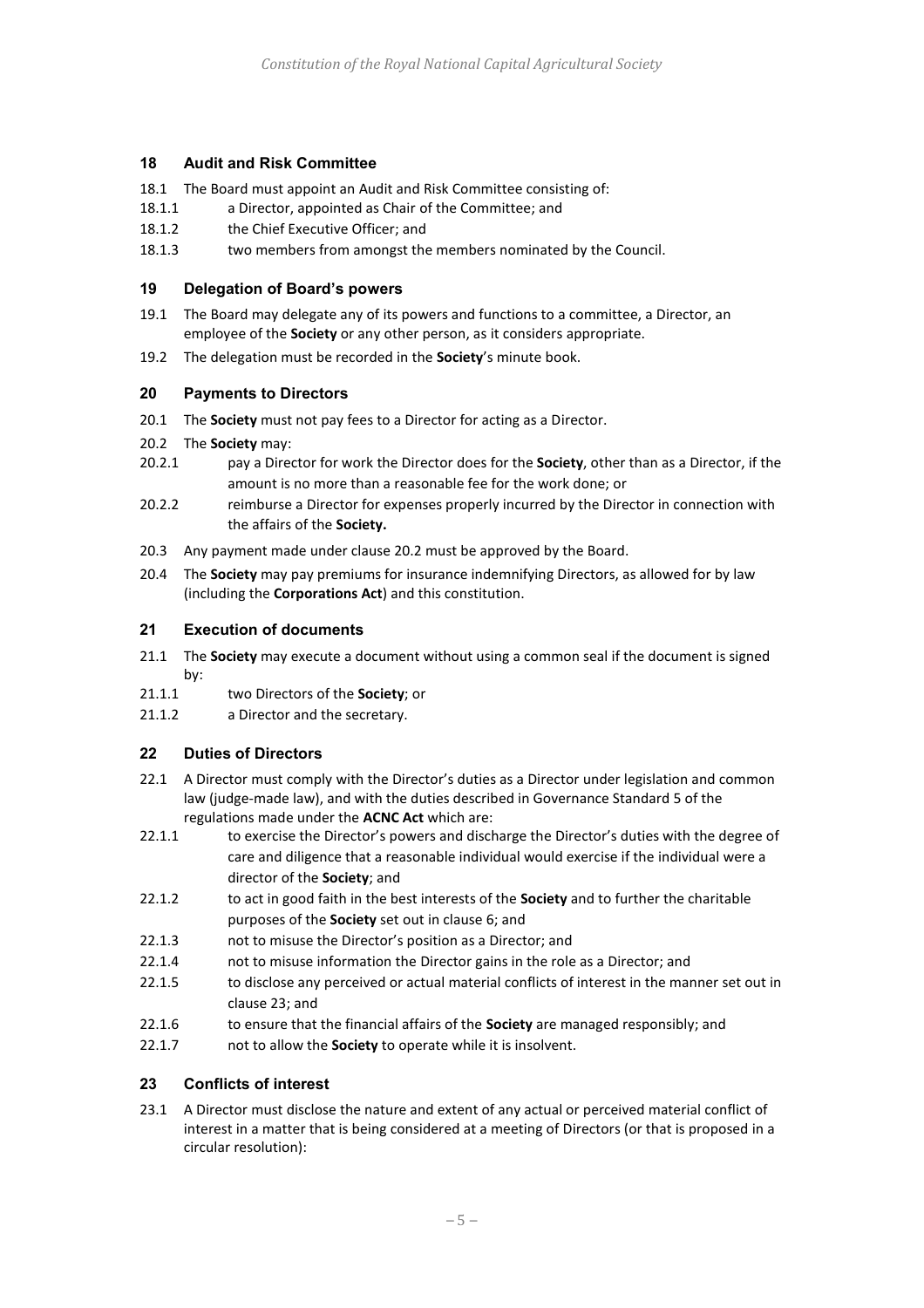## 18 Audit and Risk Committee

18.1 The Board must appoint an Audit and Risk Committee consisting of:

18.1.1 a Director, appointed as Chair of the Committee; and

18.1.2 the Chief Executive Officer; and

18.1.3 two members from amongst the members nominated by the Council.

## 19 Delegation of Board's powers

19.1 The Board may delegate any of its powers and functions to a committee, a Director, an employee of the **Society** or any other person, as it considers appropriate.

19.2 The delegation must be recorded in the **Society**'s minute book.

## 20 Payments to Directors

20.1 The **Society** must not pay fees to a Director for acting as a Director.

20.2 The **Society** may:

20.2.1 pay a Director for work the Director does for the **Society**, other than as a Director, if the amount is no more than a reasonable fee for the work done; or

20.2.2 reimburse a Director for expenses properly incurred by the Director in connection with the affairs of the **Society.**

20.3 Any payment made under clause 20.2 must be approved by the Board.

20.4 The **Society** may pay premiums for insurance indemnifying Directors, as allowed for by law (including the **Corporations Act**) and this constitution.

## 21 Execution of documents

21.1 The **Society** may execute a document without using a common seal if the document is signed by:

21.1.1 two Directors of the **Society**; or

21.1.2 a Director and the secretary.

## 22 Duties of Directors

22.1 A Director must comply with the Director's duties as a Director under legislation and common law (judge-made law), and with the duties described in Governance Standard 5 of the regulations made under the **ACNC Act** which are:

22.1.1 to exercise the Director's powers and discharge the Director's duties with the degree of care and diligence that a reasonable individual would exercise if the individual were a director of the **Society**; and

22.1.2 to act in good faith in the best interests of the **Society** and to further the charitable purposes of the **Society** set out in clause 6; and

22.1.3 not to misuse the Director's position as a Director; and

22.1.4 not to misuse information the Director gains in the role as a Director; and

22.1.5 to disclose any perceived or actual material conflicts of interest in the manner set out in clause 23; and

22.1.6 to ensure that the financial affairs of the **Society** are managed responsibly; and

22.1.7 not to allow the **Society** to operate while it is insolvent.

## 23 Conflicts of interest

23.1 A Director must disclose the nature and extent of any actual or perceived material conflict of interest in a matter that is being considered at a meeting of Directors (or that is proposed in a circular resolution):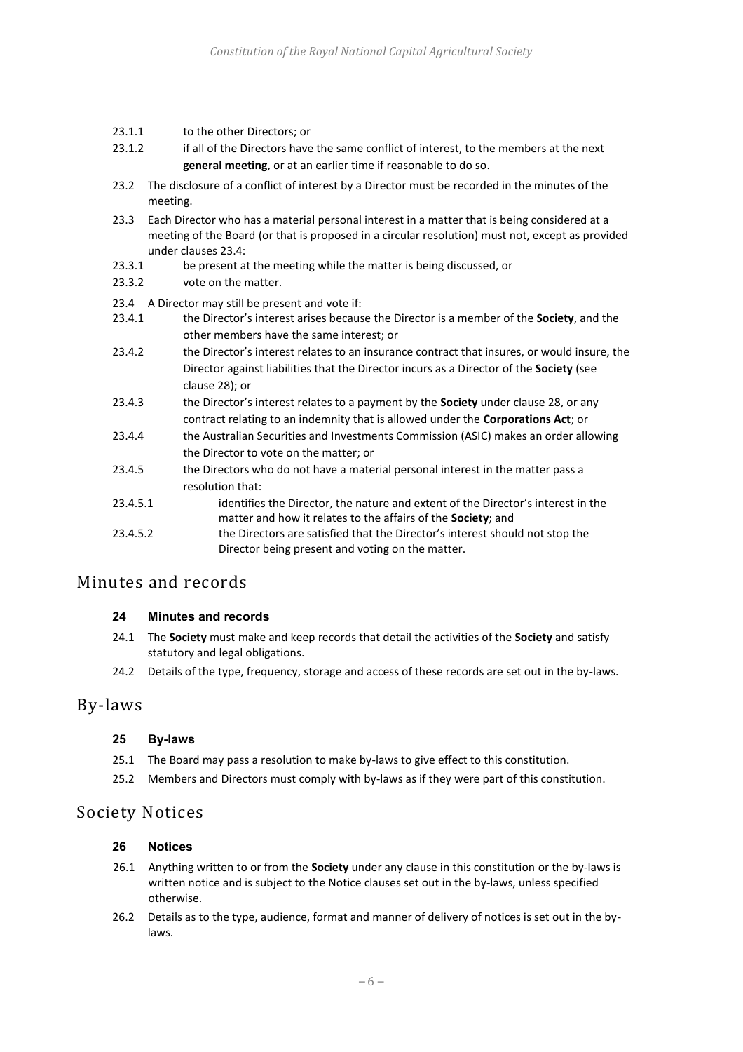23.1.1 to the other Directors; or

23.1.2 if all of the Directors have the same conflict of interest, to the members at the next **general meeting**, or at an earlier time if reasonable to do so.

23.2 The disclosure of a conflict of interest by a Director must be recorded in the minutes of the meeting.

23.3 Each Director who has a material personal interest in a matter that is being considered at a meeting of the Board (or that is proposed in a circular resolution) must not, except as provided under clauses 23.4:

23.3.1 be present at the meeting while the matter is being discussed, or

23.3.2 vote on the matter.

23.4 A Director may still be present and vote if:

23.4.1 the Director's interest arises because the Director is a member of the **Society**, and the other members have the same interest; or

23.4.2 the Director's interest relates to an insurance contract that insures, or would insure, the Director against liabilities that the Director incurs as a Director of the **Society** (see clause 28); or

23.4.3 the Director's interest relates to a payment by the **Society** under clause 28, or any contract relating to an indemnity that is allowed under the **Corporations Act**; or

23.4.4 the Australian Securities and Investments Commission (ASIC) makes an order allowing the Director to vote on the matter; or

23.4.5 the Directors who do not have a material personal interest in the matter pass a resolution that:

23.4.5.1 identifies the Director, the nature and extent of the Director's interest in the matter and how it relates to the affairs of the **Society**; and

23.4.5.2 the Directors are satisfied that the Director's interest should not stop the Director being present and voting on the matter.

## Minutes and records

### 24 Minutes and records

24.1 The **Society** must make and keep records that detail the activities of the **Society** and satisfy statutory and legal obligations.

24.2 Details of the type, frequency, storage and access of these records are set out in the by-laws.

## By-laws

### 25 By-laws

25.1 The Board may pass a resolution to make by-laws to give effect to this constitution.

25.2 Members and Directors must comply with by-laws as if they were part of this constitution.

## Society Notices

### 26 Notices

26.1 Anything written to or from the **Society** under any clause in this constitution or the by-laws is written notice and is subject to the Notice clauses set out in the by-laws, unless specified otherwise.

26.2 Details as to the type, audience, format and manner of delivery of notices is set out in the by-laws.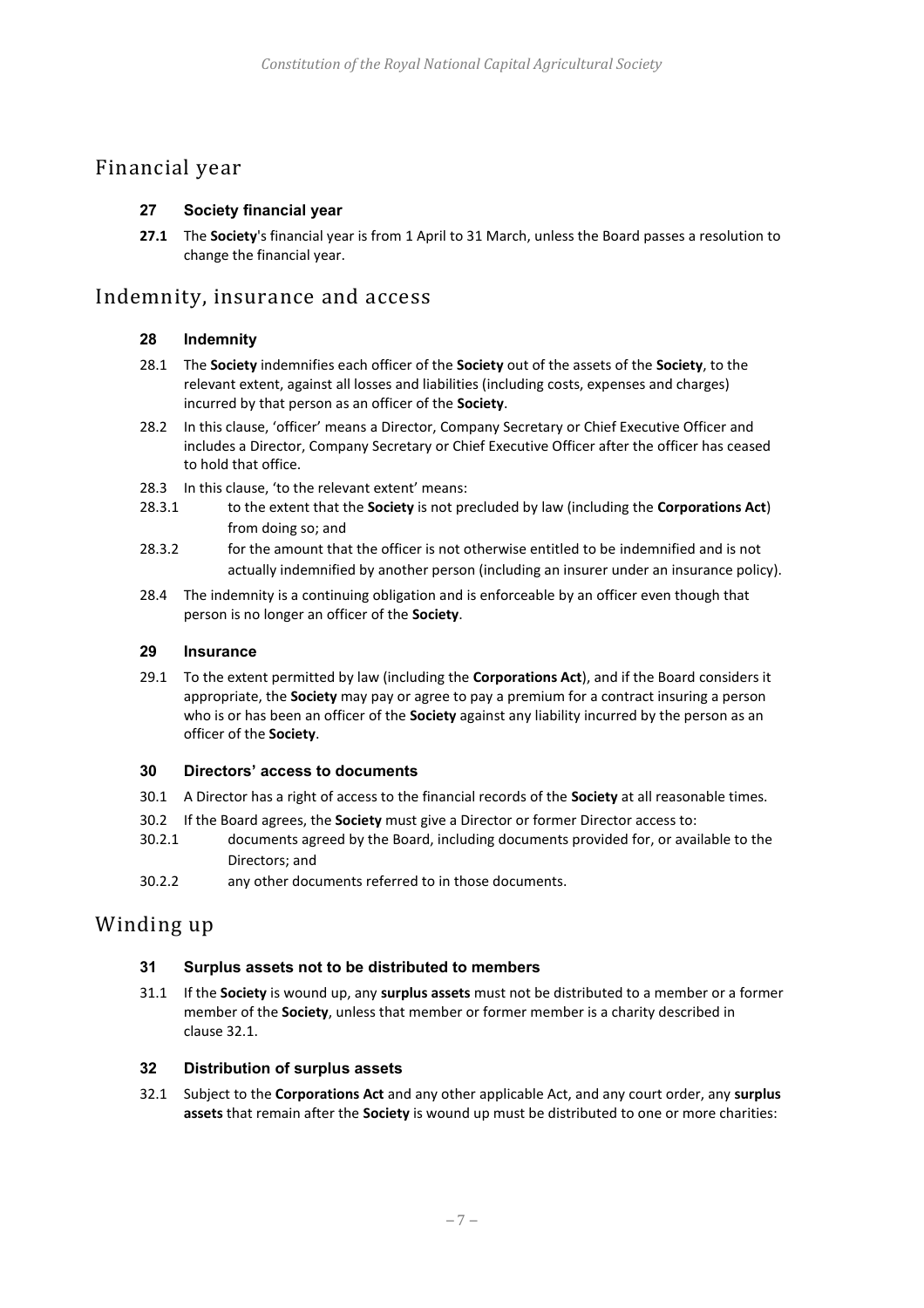## Financial year

### 27 Society financial year

**27.1** The **Society**'s financial year is from 1 April to 31 March, unless the Board passes a resolution to change the financial year.

## Indemnity, insurance and access

### 28 Indemnity

28.1 The **Society** indemnifies each officer of the **Society** out of the assets of the **Society**, to the relevant extent, against all losses and liabilities (including costs, expenses and charges) incurred by that person as an officer of the **Society**.

28.2 In this clause, 'officer' means a Director, Company Secretary or Chief Executive Officer and includes a Director, Company Secretary or Chief Executive Officer after the officer has ceased to hold that office.

28.3 In this clause, 'to the relevant extent' means:

28.3.1 to the extent that the **Society** is not precluded by law (including the **Corporations Act**) from doing so; and

28.3.2 for the amount that the officer is not otherwise entitled to be indemnified and is not actually indemnified by another person (including an insurer under an insurance policy).

28.4 The indemnity is a continuing obligation and is enforceable by an officer even though that person is no longer an officer of the **Society**.

### 29 Insurance

29.1 To the extent permitted by law (including the **Corporations Act**), and if the Board considers it appropriate, the **Society** may pay or agree to pay a premium for a contract insuring a person who is or has been an officer of the **Society** against any liability incurred by the person as an officer of the **Society**.

### 30 Directors' access to documents

30.1 A Director has a right of access to the financial records of the **Society** at all reasonable times.

30.2 If the Board agrees, the **Society** must give a Director or former Director access to:

30.2.1 documents agreed by the Board, including documents provided for, or available to the Directors; and

30.2.2 any other documents referred to in those documents.

## Winding up

### 31 Surplus assets not to be distributed to members

31.1 If the **Society** is wound up, any **surplus assets** must not be distributed to a member or a former member of the **Society**, unless that member or former member is a charity described in clause 32.1.

### 32 Distribution of surplus assets

32.1 Subject to the **Corporations Act** and any other applicable Act, and any court order, any **surplus assets** that remain after the **Society** is wound up must be distributed to one or more charities: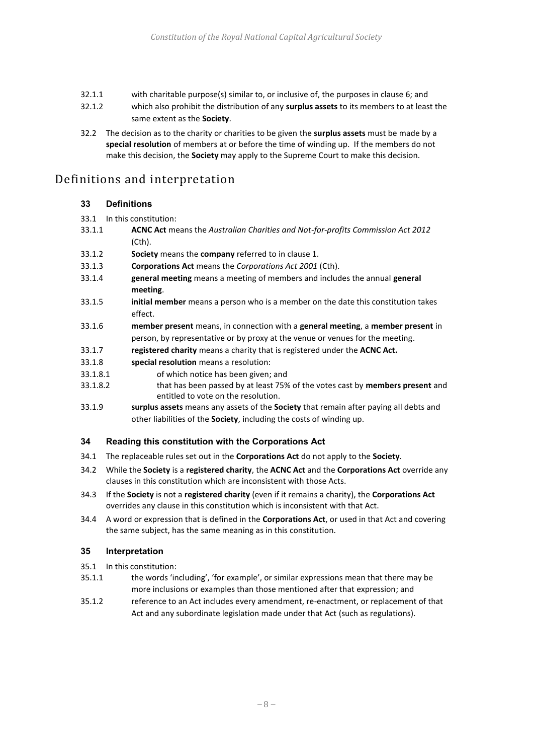32.1.1 with charitable purpose(s) similar to, or inclusive of, the purposes in clause 6; and

32.1.2 which also prohibit the distribution of any **surplus assets** to its members to at least the same extent as the **Society**.

32.2 The decision as to the charity or charities to be given the **surplus assets** must be made by a **special resolution** of members at or before the time of winding up. If the members do not make this decision, the **Society** may apply to the Supreme Court to make this decision.

# Definitions and interpretation

### 33 Definitions

33.1 In this constitution:

33.1.1 **ACNC Act** means the *Australian Charities and Not-for-profits Commission Act 2012* (Cth).

33.1.2 **Society** means the **company** referred to in clause 1.

33.1.3 **Corporations Act** means the *Corporations Act 2001* (Cth).

33.1.4 **general meeting** means a meeting of members and includes the annual **general meeting**.

33.1.5 **initial member** means a person who is a member on the date this constitution takes effect.

33.1.6 **member present** means, in connection with a **general meeting**, a **member present** in person, by representative or by proxy at the venue or venues for the meeting.

33.1.7 **registered charity** means a charity that is registered under the **ACNC Act.**

33.1.8 **special resolution** means a resolution:

33.1.8.1 of which notice has been given; and

33.1.8.2 that has been passed by at least 75% of the votes cast by **members present** and entitled to vote on the resolution.

33.1.9 **surplus assets** means any assets of the **Society** that remain after paying all debts and other liabilities of the **Society**, including the costs of winding up.

### 34 Reading this constitution with the Corporations Act

34.1 The replaceable rules set out in the **Corporations Act** do not apply to the **Society**.

34.2 While the **Society** is a **registered charity**, the **ACNC Act** and the **Corporations Act** override any clauses in this constitution which are inconsistent with those Acts.

34.3 If the **Society** is not a **registered charity** (even if it remains a charity), the **Corporations Act** overrides any clause in this constitution which is inconsistent with that Act.

34.4 A word or expression that is defined in the **Corporations Act**, or used in that Act and covering the same subject, has the same meaning as in this constitution.

### 35 Interpretation

35.1 In this constitution:

35.1.1 the words 'including', 'for example', or similar expressions mean that there may be more inclusions or examples than those mentioned after that expression; and

35.1.2 reference to an Act includes every amendment, re-enactment, or replacement of that Act and any subordinate legislation made under that Act (such as regulations).